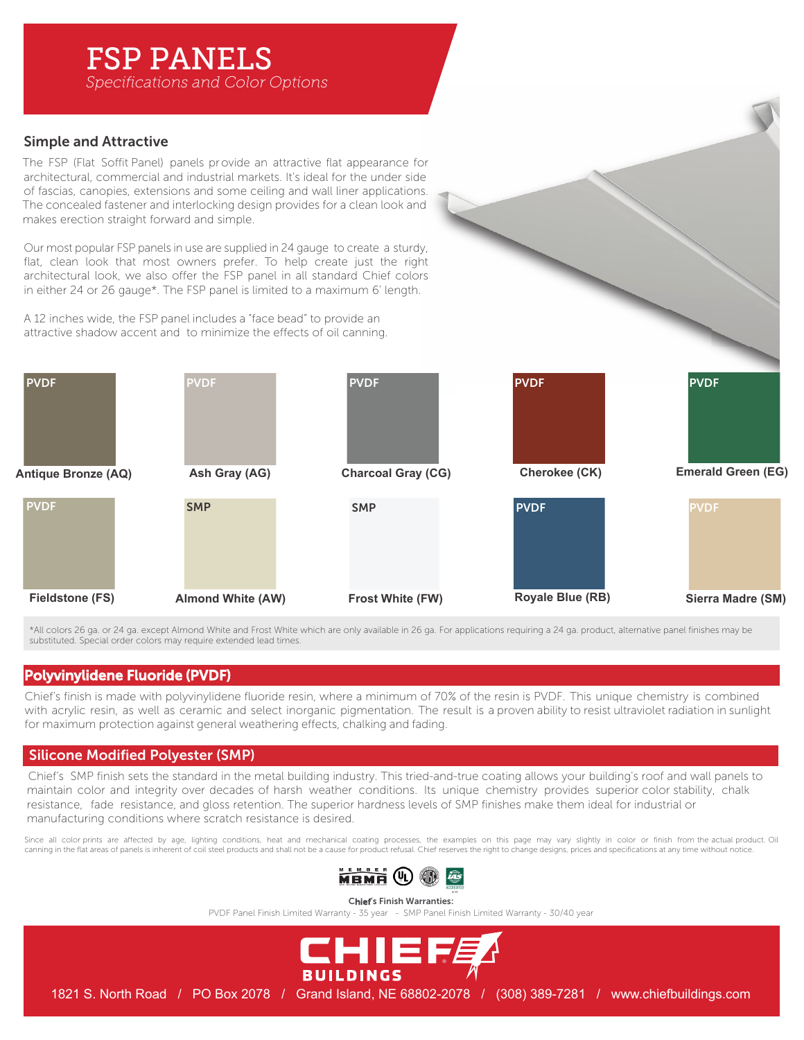# FSP PANELS

*Specifications and Color Options*

## Simple and Attractive

The FSP (Flat Soffit Panel) panels provide an attractive flat appearance for architectural, commercial and industrial markets. It's ideal for the under side of fascias, canopies, extensions and some ceiling and wall liner applications. The concealed fastener and interlocking design provides for a clean look and makes erection straight forward and simple.

Our most popular FSP panels in use are supplied in 24 gauge to create a sturdy, flat, clean look that most owners prefer. To help create just the right architectural look, we also offer the FSP panel in all standard Chief colors in either 24 or 26 gauge*. The FSP panel is limited to a maximum 6' length.

A 12 inches wide, the FSP panel includes a "face bead" to provide an attractive shadow accent and to minimize the effects of oil canning.

| Finish | Color |
|---|---|
| PVDF | Antique Bronze (AQ) |
| PVDF | Ash Gray (AG) |
| PVDF | Charcoal Gray (CG) |
| PVDF | Cherokee (CK) |
| PVDF | Emerald Green (EG) |
| PVDF | Fieldstone (FS) |
| SMP | Almond White (AW) |
| SMP | Frost White (FW) |
| PVDF | Royale Blue (RB) |
| PVDF | Sierra Madre (SM) |

*All colors 26 ga. or 24 ga. except Almond White and Frost White which are only available in 26 ga. For applications requiring a 24 ga. product, alternative panel finishes may be substituted. Special order colors may require extended lead times.

## Polyvinylidene Fluoride (PVDF)

Chief's finish is made with polyvinylidene fluoride resin, where a minimum of 70% of the resin is PVDF. This unique chemistry is combined with acrylic resin, as well as ceramic and select inorganic pigmentation. The result is a proven ability to resist ultraviolet radiation in sunlight for maximum protection against general weathering effects, chalking and fading.

## Silicone Modified Polyester (SMP)

Chief's SMP finish sets the standard in the metal building industry. This tried-and-true coating allows your building's roof and wall panels to maintain color and integrity over decades of harsh weather conditions. Its unique chemistry provides superior color stability, chalk resistance, fade resistance, and gloss retention. The superior hardness levels of SMP finishes make them ideal for industrial or manufacturing conditions where scratch resistance is desired.

Since all color prints are affected by age, lighting conditions, heat and mechanical coating processes, the examples on this page may vary slightly in color or finish from the actual product. Oil canning in the flat areas of panels is inherent of coil steel products and shall not be a cause for product refusal. Chief reserves the right to change designs, prices and specifications at any time without notice.

**Chief's Finish Warranties:**
PVDF Panel Finish Limited Warranty - 35 year - SMP Panel Finish Limited Warranty - 30/40 year

**CHIEF BUILDINGS**

1821 S. North Road / PO Box 2078 / Grand Island, NE 68802-2078 / (308) 389-7281 / www.chiefbuildings.com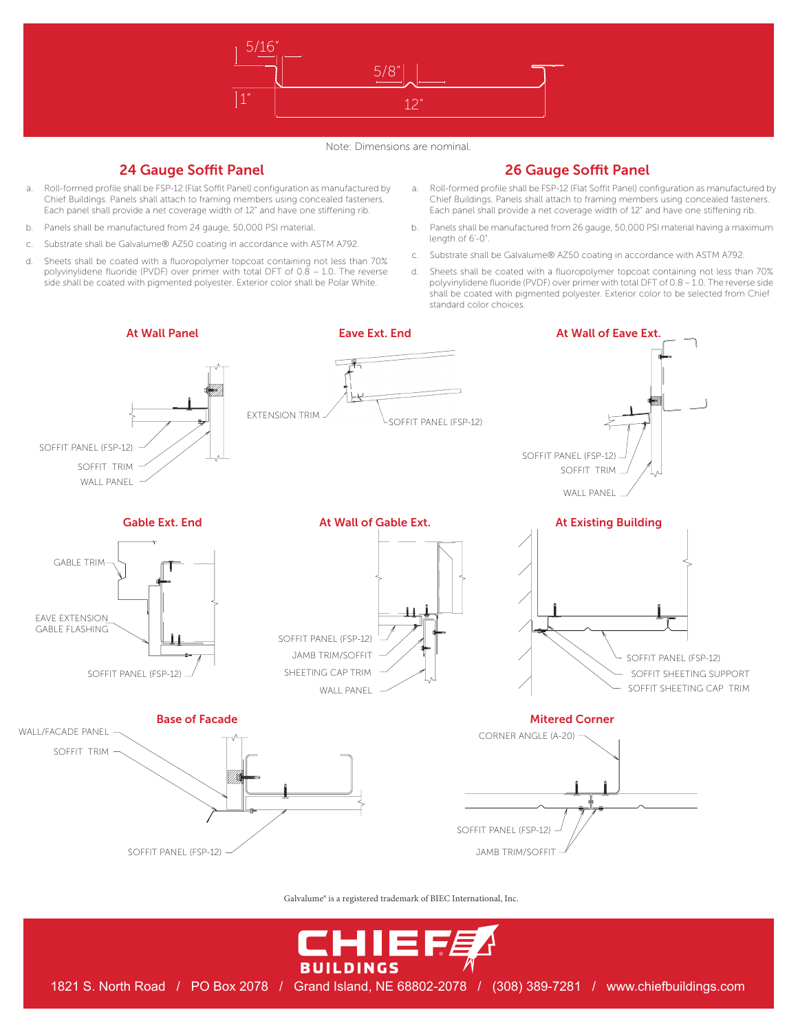5/16"

5/8"

1"

12"

Note: Dimensions are nominal.

## 24 Gauge Soffit Panel

a. Roll-formed profile shall be FSP-12 (Flat Soffit Panel) configuration as manufactured by Chief Buildings. Panels shall attach to framing members using concealed fasteners. Each panel shall provide a net coverage width of 12" and have one stiffening rib.

b. Panels shall be manufactured from 24 gauge, 50,000 PSI material.

c. Substrate shall be Galvalume® AZ50 coating in accordance with ASTM A792.

d. Sheets shall be coated with a fluoropolymer topcoat containing not less than 70% polyvinylidene fluoride (PVDF) over primer with total DFT of 0.8 – 1.0. The reverse side shall be coated with pigmented polyester. Exterior color shall be Polar White.

## 26 Gauge Soffit Panel

a. Roll-formed profile shall be FSP-12 (Flat Soffit Panel) configuration as manufactured by Chief Buildings. Panels shall attach to framing members using concealed fasteners. Each panel shall provide a net coverage width of 12" and have one stiffening rib.

b. Panels shall be manufactured from 26 gauge, 50,000 PSI material having a maximum length of 6'-0".

c. Substrate shall be Galvalume® AZ50 coating in accordance with ASTM A792.

d. Sheets shall be coated with a fluoropolymer topcoat containing not less than 70% polyvinylidene fluoride (PVDF) over primer with total DFT of 0.8 – 1.0. The reverse side shall be coated with pigmented polyester. Exterior color to be selected from Chief standard color choices.

### At Wall Panel

SOFFIT PANEL (FSP-12)
SOFFIT TRIM
WALL PANEL

### Eave Ext. End

EXTENSION TRIM
SOFFIT PANEL (FSP-12)

### At Wall of Eave Ext.

SOFFIT PANEL (FSP-12)
SOFFIT TRIM
WALL PANEL

### Gable Ext. End

GABLE TRIM
EAVE EXTENSION GABLE FLASHING
SOFFIT PANEL (FSP-12)

### At Wall of Gable Ext.

SOFFIT PANEL (FSP-12)
JAMB TRIM/SOFFIT
SHEETING CAP TRIM
WALL PANEL

### At Existing Building

SOFFIT PANEL (FSP-12)
SOFFIT SHEETING SUPPORT
SOFFIT SHEETING CAP TRIM

### Base of Facade

WALL/FACADE PANEL
SOFFIT TRIM
SOFFIT PANEL (FSP-12)

### Mitered Corner

CORNER ANGLE (A-20)
SOFFIT PANEL (FSP-12)
JAMB TRIM/SOFFIT

Galvalume® is a registered trademark of BIEC International, Inc.

CHIEF BUILDINGS

1821 S. North Road / PO Box 2078 / Grand Island, NE 68802-2078 / (308) 389-7281 / www.chiefbuildings.com